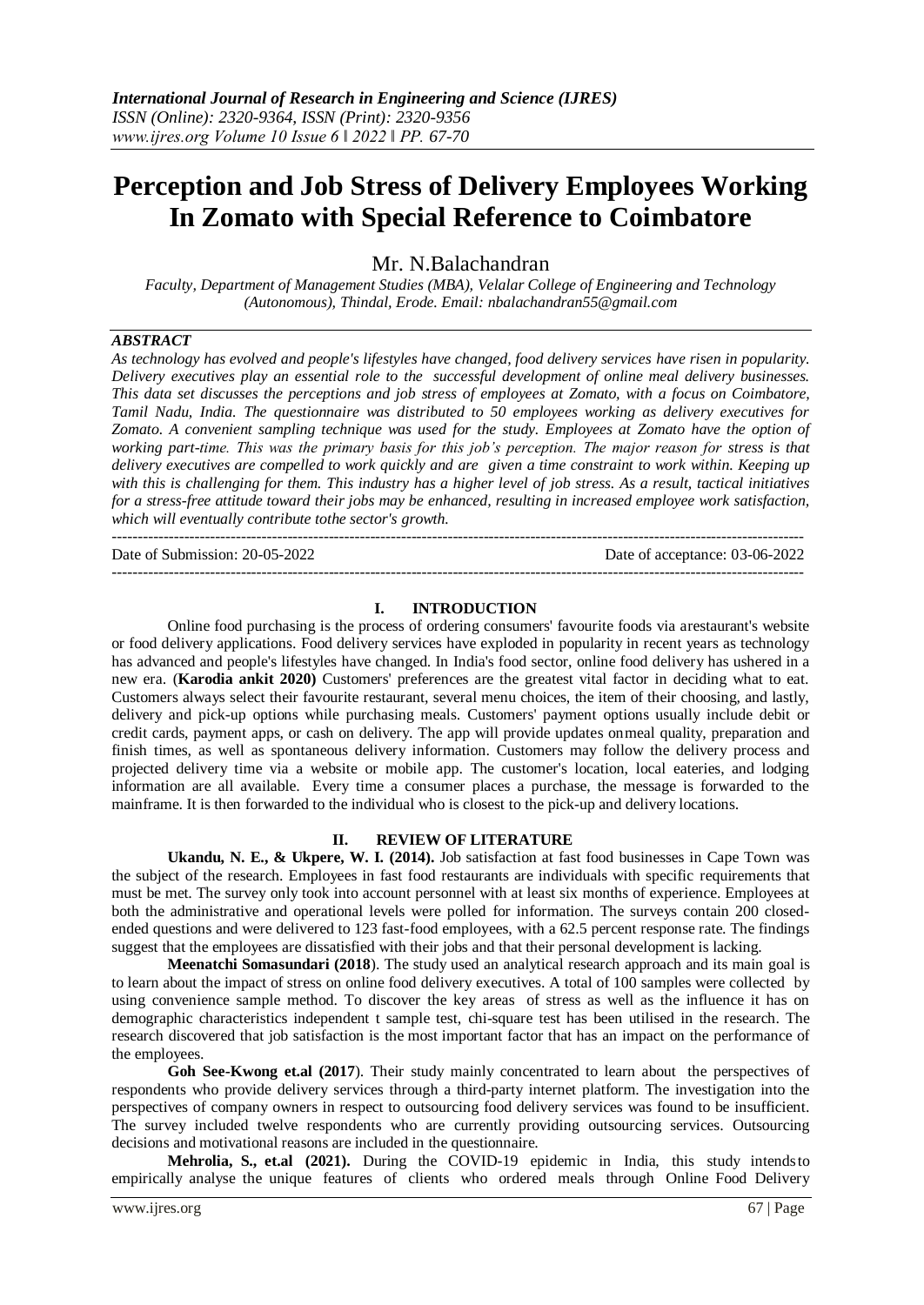# Perception and Job Stress of Delivery Employees Working In Zomato with Special Reference to Coimbatore

Mr. N.Balachandran

*Faculty, Department of Management Studies (MBA), Velalar College of Engineering and Technology (Autonomous), Thindal, Erode. Email: nbalachandran55@gmail.com*

## ABSTRACT

*As technology has evolved and people's lifestyles have changed, food delivery services have risen in popularity. Delivery executives play an essential role to the successful development of online meal delivery businesses. This data set discusses the perceptions and job stress of employees at Zomato, with a focus on Coimbatore, Tamil Nadu, India. The questionnaire was distributed to 50 employees working as delivery executives for Zomato. A convenient sampling technique was used for the study. Employees at Zomato have the option of working part-time. This was the primary basis for this job's perception. The major reason for stress is that delivery executives are compelled to work quickly and are given a time constraint to work within. Keeping up with this is challenging for them. This industry has a higher level of job stress. As a result, tactical initiatives for a stress-free attitude toward their jobs may be enhanced, resulting in increased employee work satisfaction, which will eventually contribute tothe sector's growth.*

Date of Submission: 20-05-2022 Date of acceptance: 03-06-2022

## I. INTRODUCTION

Online food purchasing is the process of ordering consumers' favourite foods via arestaurant's website or food delivery applications. Food delivery services have exploded in popularity in recent years as technology has advanced and people's lifestyles have changed. In India's food sector, online food delivery has ushered in a new era. (**Karodia ankit 2020)** Customers' preferences are the greatest vital factor in deciding what to eat. Customers always select their favourite restaurant, several menu choices, the item of their choosing, and lastly, delivery and pick-up options while purchasing meals. Customers' payment options usually include debit or credit cards, payment apps, or cash on delivery. The app will provide updates onmeal quality, preparation and finish times, as well as spontaneous delivery information. Customers may follow the delivery process and projected delivery time via a website or mobile app. The customer's location, local eateries, and lodging information are all available. Every time a consumer places a purchase, the message is forwarded to the mainframe. It is then forwarded to the individual who is closest to the pick-up and delivery locations.

## II. REVIEW OF LITERATURE

**Ukandu, N. E., & Ukpere, W. I. (2014).** Job satisfaction at fast food businesses in Cape Town was the subject of the research. Employees in fast food restaurants are individuals with specific requirements that must be met. The survey only took into account personnel with at least six months of experience. Employees at both the administrative and operational levels were polled for information. The surveys contain 200 closed-ended questions and were delivered to 123 fast-food employees, with a 62.5 percent response rate. The findings suggest that the employees are dissatisfied with their jobs and that their personal development is lacking.

**Meenatchi Somasundari (2018**). The study used an analytical research approach and its main goal is to learn about the impact of stress on online food delivery executives. A total of 100 samples were collected by using convenience sample method. To discover the key areas of stress as well as the influence it has on demographic characteristics independent t sample test, chi-square test has been utilised in the research. The research discovered that job satisfaction is the most important factor that has an impact on the performance of the employees.

**Goh See-Kwong et.al (2017**). Their study mainly concentrated to learn about the perspectives of respondents who provide delivery services through a third-party internet platform. The investigation into the perspectives of company owners in respect to outsourcing food delivery services was found to be insufficient. The survey included twelve respondents who are currently providing outsourcing services. Outsourcing decisions and motivational reasons are included in the questionnaire.

**Mehrolia, S., et.al (2021).** During the COVID-19 epidemic in India, this study intendsto empirically analyse the unique features of clients who ordered meals through Online Food Delivery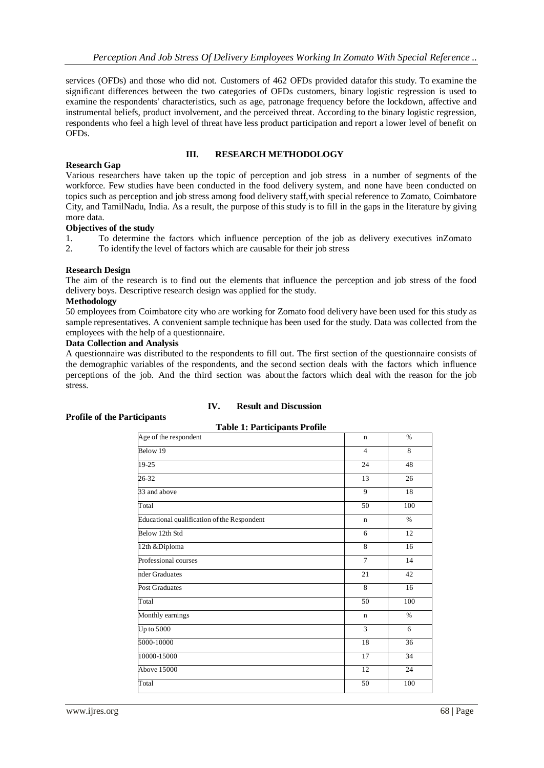services (OFDs) and those who did not. Customers of 462 OFDs provided datafor this study. To examine the significant differences between the two categories of OFDs customers, binary logistic regression is used to examine the respondents' characteristics, such as age, patronage frequency before the lockdown, affective and instrumental beliefs, product involvement, and the perceived threat. According to the binary logistic regression, respondents who feel a high level of threat have less product participation and report a lower level of benefit on OFDs.

## III. RESEARCH METHODOLOGY

**Research Gap**

Various researchers have taken up the topic of perception and job stress in a number of segments of the workforce. Few studies have been conducted in the food delivery system, and none have been conducted on topics such as perception and job stress among food delivery staff,with special reference to Zomato, Coimbatore City, and TamilNadu, India. As a result, the purpose of this study is to fill in the gaps in the literature by giving more data.

**Objectives of the study**

1. To determine the factors which influence perception of the job as delivery executives inZomato
2. To identify the level of factors which are causable for their job stress

**Research Design**

The aim of the research is to find out the elements that influence the perception and job stress of the food delivery boys. Descriptive research design was applied for the study.

**Methodology**

50 employees from Coimbatore city who are working for Zomato food delivery have been used for this study as sample representatives. A convenient sample technique has been used for the study. Data was collected from the employees with the help of a questionnaire.

**Data Collection and Analysis**

A questionnaire was distributed to the respondents to fill out. The first section of the questionnaire consists of the demographic variables of the respondents, and the second section deals with the factors which influence perceptions of the job. And the third section was about the factors which deal with the reason for the job stress.

## IV. Result and Discussion

**Profile of the Participants**

**Table 1: Participants Profile**

| Age of the respondent | n | % |
|---|---|---|
| Below 19 | 4 | 8 |
| 19-25 | 24 | 48 |
| 26-32 | 13 | 26 |
| 33 and above | 9 | 18 |
| Total | 50 | 100 |
| Educational qualification of the Respondent | n | % |
| Below 12th Std | 6 | 12 |
| 12th &Diploma | 8 | 16 |
| Professional courses | 7 | 14 |
| nder Graduates | 21 | 42 |
| Post Graduates | 8 | 16 |
| Total | 50 | 100 |
| Monthly earnings | n | % |
| Up to 5000 | 3 | 6 |
| 5000-10000 | 18 | 36 |
| 10000-15000 | 17 | 34 |
| Above 15000 | 12 | 24 |
| Total | 50 | 100 |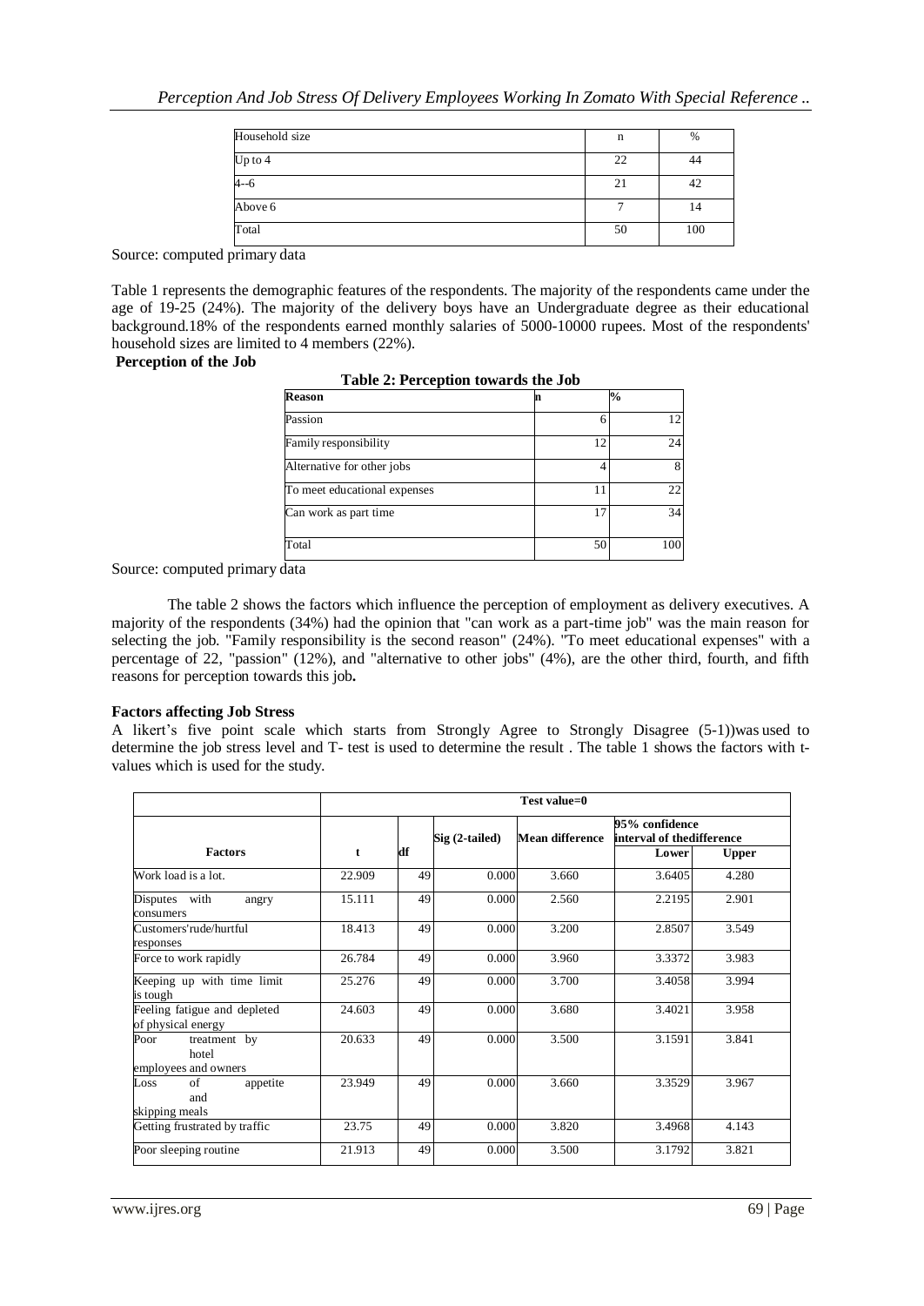| Household size | n | % |
|---|---|---|
| Up to 4 | 22 | 44 |
| 4--6 | 21 | 42 |
| Above 6 | 7 | 14 |
| Total | 50 | 100 |

Source: computed primary data

Table 1 represents the demographic features of the respondents. The majority of the respondents came under the age of 19-25 (24%). The majority of the delivery boys have an Undergraduate degree as their educational background.18% of the respondents earned monthly salaries of 5000-10000 rupees. Most of the respondents' household sizes are limited to 4 members (22%).

**Perception of the Job**

**Table 2: Perception towards the Job**

| Reason | n | % |
|---|---|---|
| Passion | 6 | 12 |
| Family responsibility | 12 | 24 |
| Alternative for other jobs | 4 | 8 |
| To meet educational expenses | 11 | 22 |
| Can work as part time | 17 | 34 |
| Total | 50 | 100 |

Source: computed primary data

The table 2 shows the factors which influence the perception of employment as delivery executives. A majority of the respondents (34%) had the opinion that "can work as a part-time job" was the main reason for selecting the job. "Family responsibility is the second reason" (24%). "To meet educational expenses" with a percentage of 22, "passion" (12%), and "alternative to other jobs" (4%), are the other third, fourth, and fifth reasons for perception towards this job**.**

**Factors affecting Job Stress**

A likert's five point scale which starts from Strongly Agree to Strongly Disagree (5-1))was used to determine the job stress level and T- test is used to determine the result . The table 1 shows the factors with t-values which is used for the study.

| | Test value=0 | | | | | |
|---|---|---|---|---|---|---|
| | | | | | 95% confidence interval of thedifference | |
| **Factors** | **t** | **df** | Sig (2-tailed) | **Mean difference** | **Lower** | **Upper** |
| Work load is a lot. | 22.909 | 49 | 0.000 | 3.660 | 3.6405 | 4.280 |
| Disputes with angry consumers | 15.111 | 49 | 0.000 | 2.560 | 2.2195 | 2.901 |
| Customers'rude/hurtful responses | 18.413 | 49 | 0.000 | 3.200 | 2.8507 | 3.549 |
| Force to work rapidly | 26.784 | 49 | 0.000 | 3.960 | 3.3372 | 3.983 |
| Keeping up with time limit is tough | 25.276 | 49 | 0.000 | 3.700 | 3.4058 | 3.994 |
| Feeling fatigue and depleted of physical energy | 24.603 | 49 | 0.000 | 3.680 | 3.4021 | 3.958 |
| Poor treatment by hotel employees and owners | 20.633 | 49 | 0.000 | 3.500 | 3.1591 | 3.841 |
| Loss of appetite and skipping meals | 23.949 | 49 | 0.000 | 3.660 | 3.3529 | 3.967 |
| Getting frustrated by traffic | 23.75 | 49 | 0.000 | 3.820 | 3.4968 | 4.143 |
| Poor sleeping routine | 21.913 | 49 | 0.000 | 3.500 | 3.1792 | 3.821 |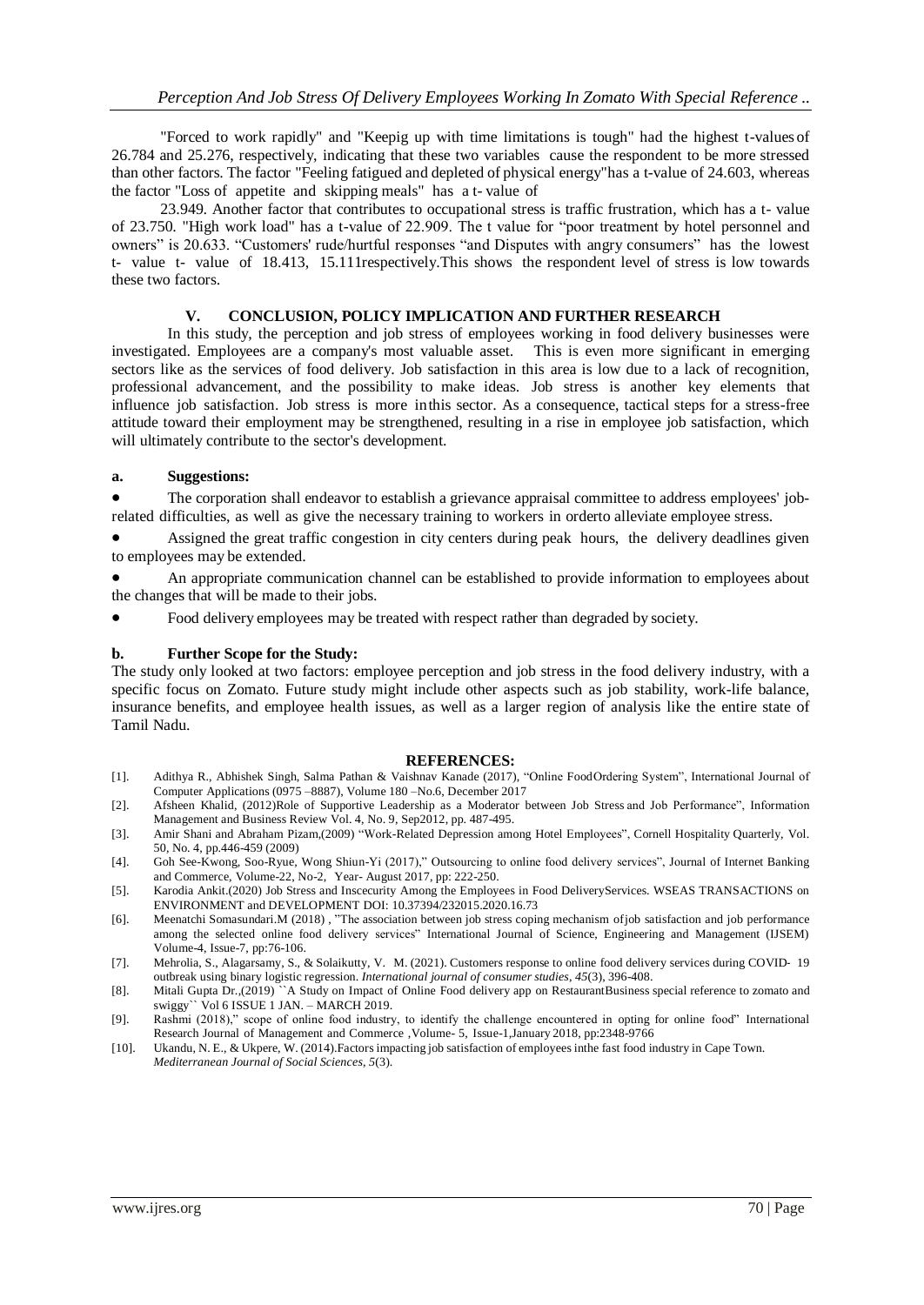"Forced to work rapidly" and "Keepig up with time limitations is tough" had the highest t-values of 26.784 and 25.276, respectively, indicating that these two variables cause the respondent to be more stressed than other factors. The factor "Feeling fatigued and depleted of physical energy"has a t-value of 24.603, whereas the factor "Loss of appetite and skipping meals" has a t- value of

23.949. Another factor that contributes to occupational stress is traffic frustration, which has a t- value of 23.750. "High work load" has a t-value of 22.909. The t value for "poor treatment by hotel personnel and owners" is 20.633. "Customers' rude/hurtful responses "and Disputes with angry consumers" has the lowest t- value t- value of 18.413, 15.111respectively.This shows the respondent level of stress is low towards these two factors.

## V. CONCLUSION, POLICY IMPLICATION AND FURTHER RESEARCH

In this study, the perception and job stress of employees working in food delivery businesses were investigated. Employees are a company's most valuable asset. This is even more significant in emerging sectors like as the services of food delivery. Job satisfaction in this area is low due to a lack of recognition, professional advancement, and the possibility to make ideas. Job stress is another key elements that influence job satisfaction. Job stress is more inthis sector. As a consequence, tactical steps for a stress-free attitude toward their employment may be strengthened, resulting in a rise in employee job satisfaction, which will ultimately contribute to the sector's development.

### a. Suggestions:

- The corporation shall endeavor to establish a grievance appraisal committee to address employees' job-related difficulties, as well as give the necessary training to workers in orderto alleviate employee stress.
- Assigned the great traffic congestion in city centers during peak hours, the delivery deadlines given to employees may be extended.
- An appropriate communication channel can be established to provide information to employees about the changes that will be made to their jobs.
- Food delivery employees may be treated with respect rather than degraded by society.

### b. Further Scope for the Study:

The study only looked at two factors: employee perception and job stress in the food delivery industry, with a specific focus on Zomato. Future study might include other aspects such as job stability, work-life balance, insurance benefits, and employee health issues, as well as a larger region of analysis like the entire state of Tamil Nadu.

## REFERENCES:

[1]. Adithya R., Abhishek Singh, Salma Pathan & Vaishnav Kanade (2017), "Online FoodOrdering System", International Journal of Computer Applications (0975 –8887), Volume 180 –No.6, December 2017

[2]. Afsheen Khalid, (2012)Role of Supportive Leadership as a Moderator between Job Stress and Job Performance", Information Management and Business Review Vol. 4, No. 9, Sep2012, pp. 487-495.

[3]. Amir Shani and Abraham Pizam,(2009) "Work-Related Depression among Hotel Employees", Cornell Hospitality Quarterly, Vol. 50, No. 4, pp.446-459 (2009)

[4]. Goh See-Kwong, Soo-Ryue, Wong Shiun-Yi (2017)," Outsourcing to online food delivery services", Journal of Internet Banking and Commerce, Volume-22, No-2, Year- August 2017, pp: 222-250.

[5]. Karodia Ankit.(2020) Job Stress and Inscecurity Among the Employees in Food DeliveryServices. WSEAS TRANSACTIONS on ENVIRONMENT and DEVELOPMENT DOI: 10.37394/232015.2020.16.73

[6]. Meenatchi Somasundari.M (2018) , "The association between job stress coping mechanism ofjob satisfaction and job performance among the selected online food delivery services" International Journal of Science, Engineering and Management (IJSEM) Volume-4, Issue-7, pp:76-106.

[7]. Mehrolia, S., Alagarsamy, S., & Solaikutty, V. M. (2021). Customers response to online food delivery services during COVID- 19 outbreak using binary logistic regression. *International journal of consumer studies*, *45*(3), 396-408.

[8]. Mitali Gupta Dr.,(2019) ``A Study on Impact of Online Food delivery app on RestaurantBusiness special reference to zomato and swiggy`` Vol 6 ISSUE 1 JAN. – MARCH 2019.

[9]. Rashmi (2018)," scope of online food industry, to identify the challenge encountered in opting for online food" International Research Journal of Management and Commerce ,Volume- 5, Issue-1,January 2018, pp:2348-9766

[10]. Ukandu, N. E., & Ukpere, W. (2014).Factors impacting job satisfaction of employees inthe fast food industry in Cape Town. *Mediterranean Journal of Social Sciences*, *5*(3).